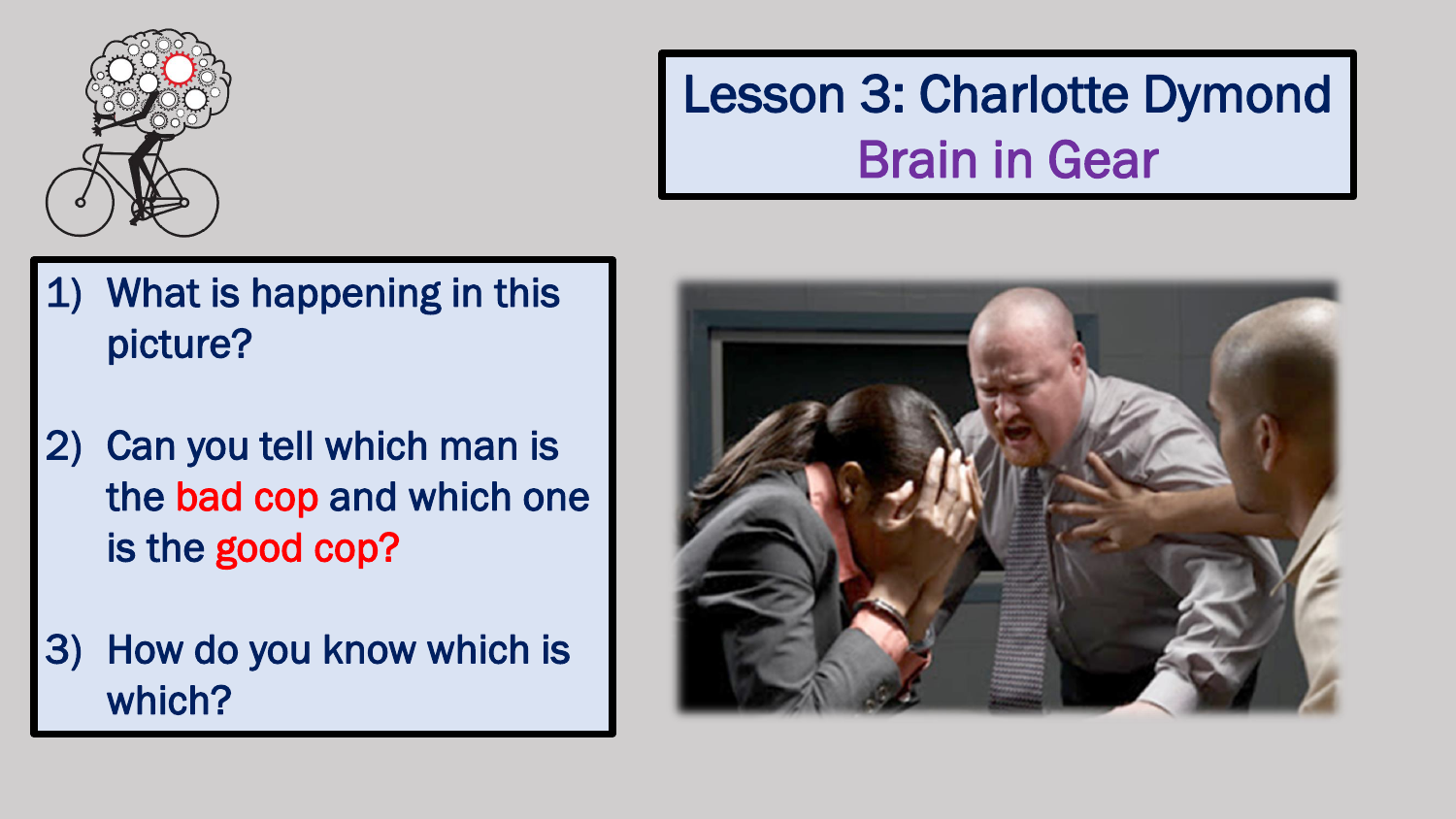# Lesson 3: Charlotte Dymond

## Brain in Gear

1) What is happening in this picture?

2) Can you tell which man is the bad cop and which one is the good cop?

3) How do you know which is which?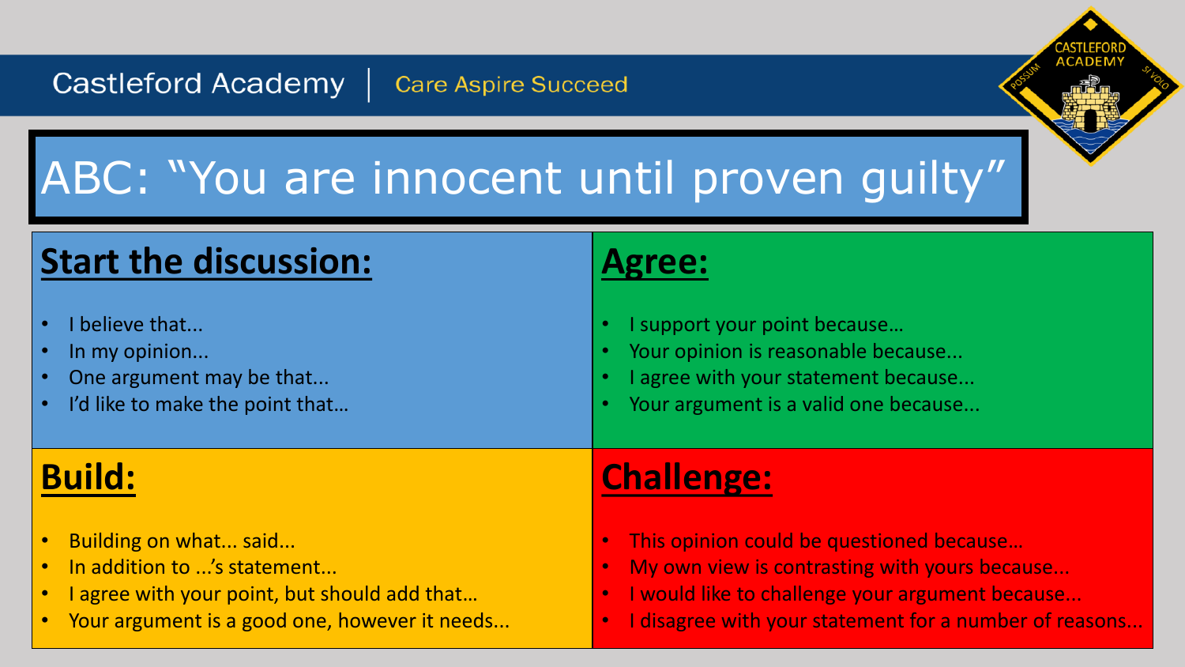# ABC: "You are innocent until proven guilty"

## Start the discussion:

- I believe that...
- In my opinion...
- One argument may be that...
- I'd like to make the point that…

## Agree:

- I support your point because…
- Your opinion is reasonable because...
- I agree with your statement because...
- Your argument is a valid one because...

## Build:

- Building on what... said...
- In addition to ...'s statement...
- I agree with your point, but should add that…
- Your argument is a good one, however it needs...

## Challenge:

- This opinion could be questioned because…
- My own view is contrasting with yours because...
- I would like to challenge your argument because...
- I disagree with your statement for a number of reasons...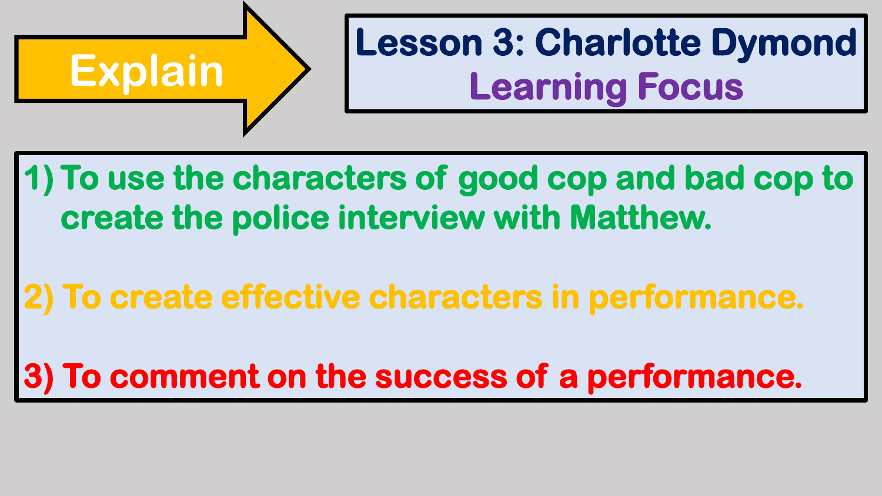**Explain**

# Lesson 3: Charlotte Dymond

## Learning Focus

1) To use the characters of good cop and bad cop to create the police interview with Matthew.

2) To create effective characters in performance.

3) To comment on the success of a performance.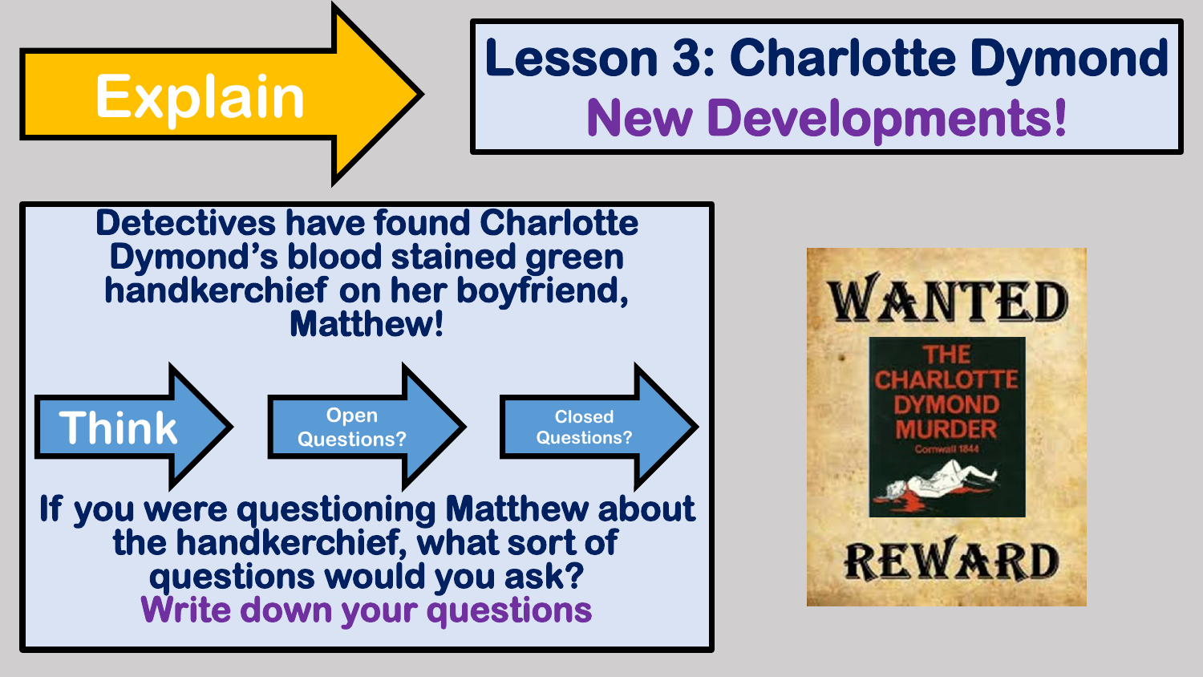**Explain**

# Lesson 3: Charlotte Dymond

## New Developments!

**Detectives have found Charlotte Dymond's blood stained green handkerchief on her boyfriend, Matthew!**

**Think** → **Open Questions?** → **Closed Questions?**

**If you were questioning Matthew about the handkerchief, what sort of questions would you ask?**

**Write down your questions**

WANTED

THE CHARLOTTE DYMOND MURDER

Cornwall 1844

REWARD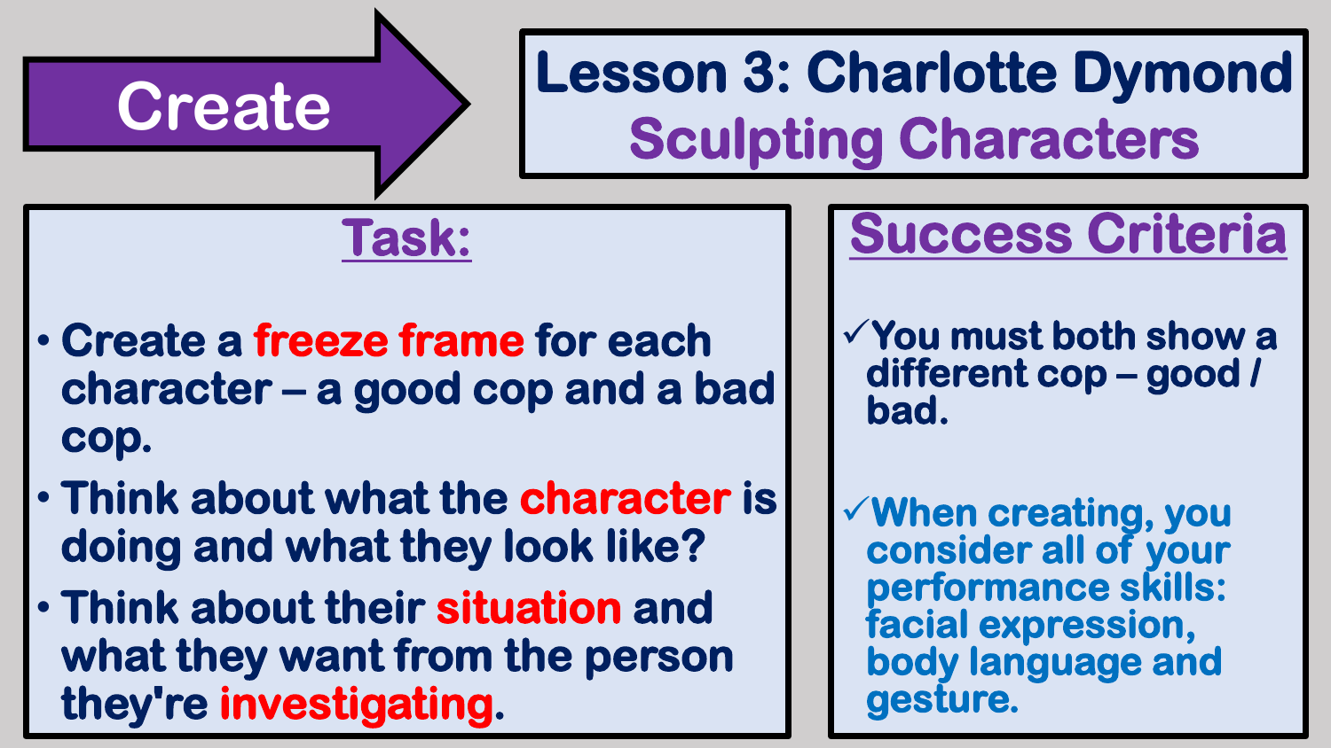**Create**

# Lesson 3: Charlotte Dymond
## Sculpting Characters

## Task:

- Create a **freeze frame** for each character – a good cop and a bad cop.
- Think about what the **character** is doing and what they look like?
- Think about their **situation** and what they want from the person they're **investigating**.

## Success Criteria

- ✓ You must both show a different cop – good / bad.
- ✓ When creating, you consider all of your performance skills: facial expression, body language and gesture.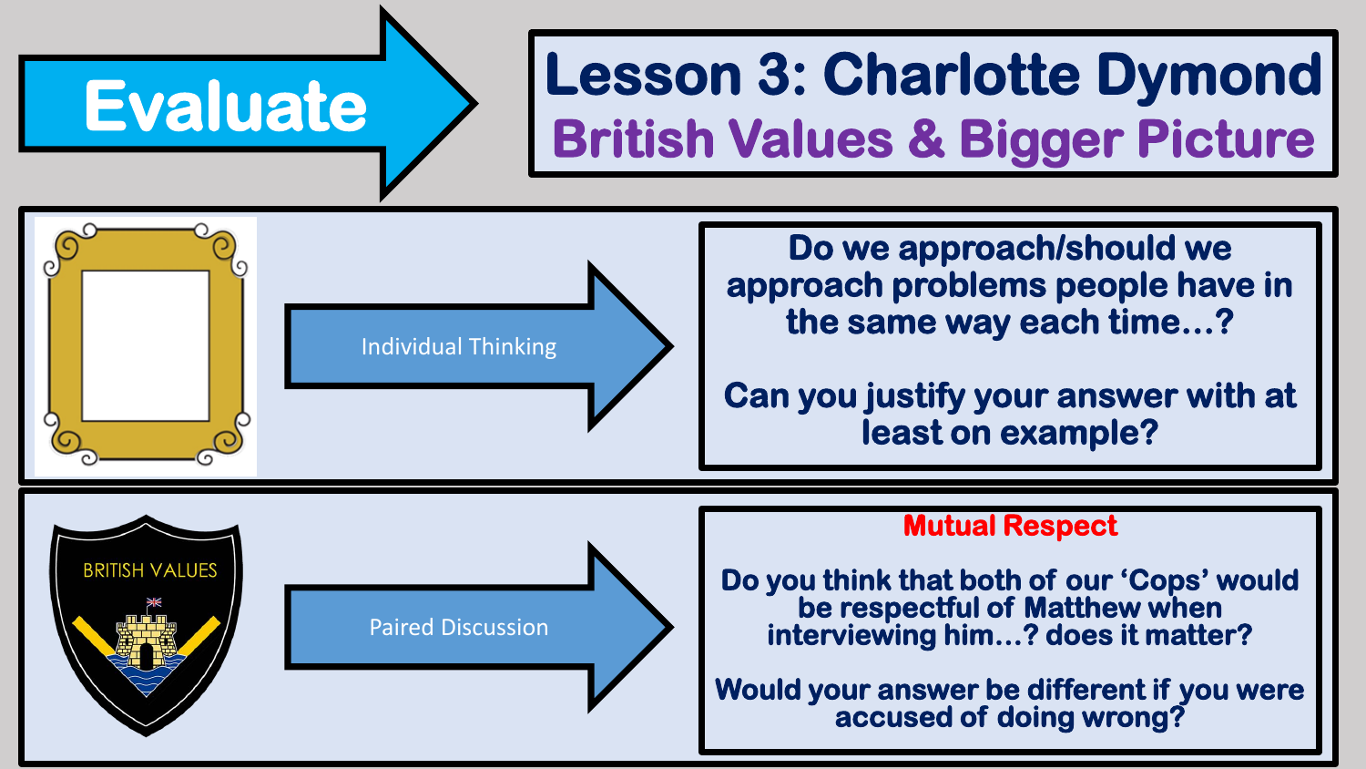# Evaluate

## Lesson 3: Charlotte Dymond

### British Values & Bigger Picture

**Individual Thinking**

**Do we approach/should we approach problems people have in the same way each time…?**

**Can you justify your answer with at least on example?**

BRITISH VALUES

**Paired Discussion**

**Mutual Respect**

**Do you think that both of our 'Cops' would be respectful of Matthew when interviewing him…? does it matter?**

**Would your answer be different if you were accused of doing wrong?**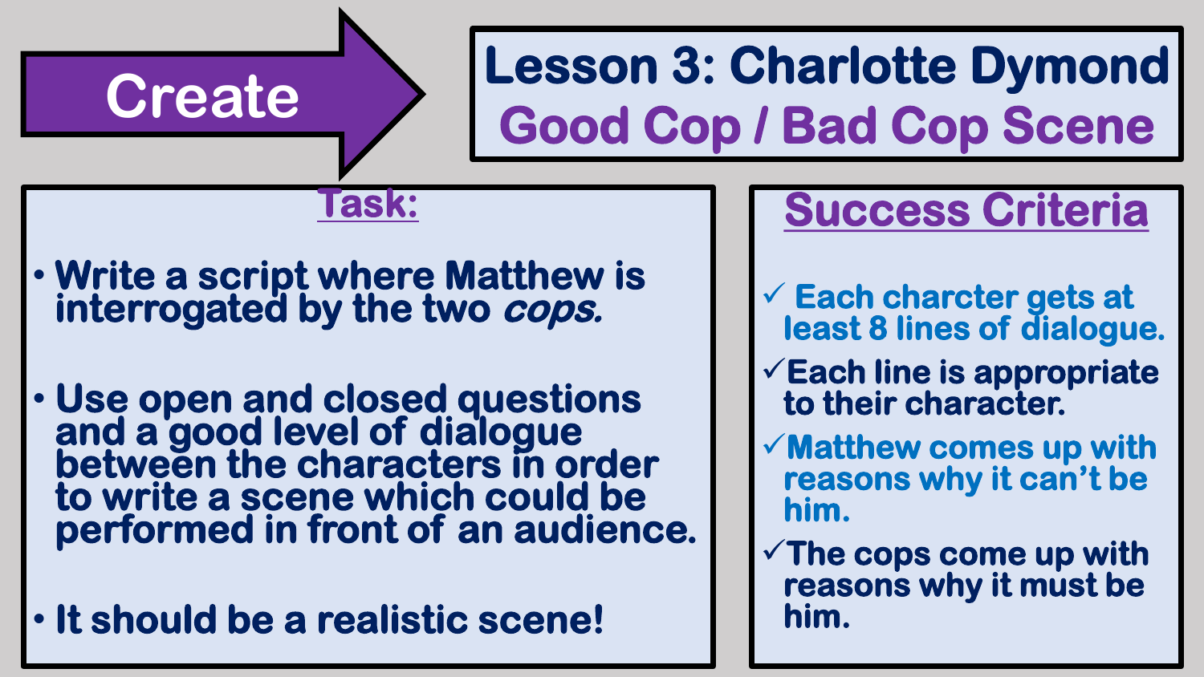# Create

# Lesson 3: Charlotte Dymond
## Good Cop / Bad Cop Scene

### Task:

- Write a script where Matthew is interrogated by the two *cops.*
- Use open and closed questions and a good level of dialogue between the characters in order to write a scene which could be performed in front of an audience.
- It should be a realistic scene!

### Success Criteria

- ✓ Each charcter gets at least 8 lines of dialogue.
- ✓ Each line is appropriate to their character.
- ✓ Matthew comes up with reasons why it can't be him.
- ✓ The cops come up with reasons why it must be him.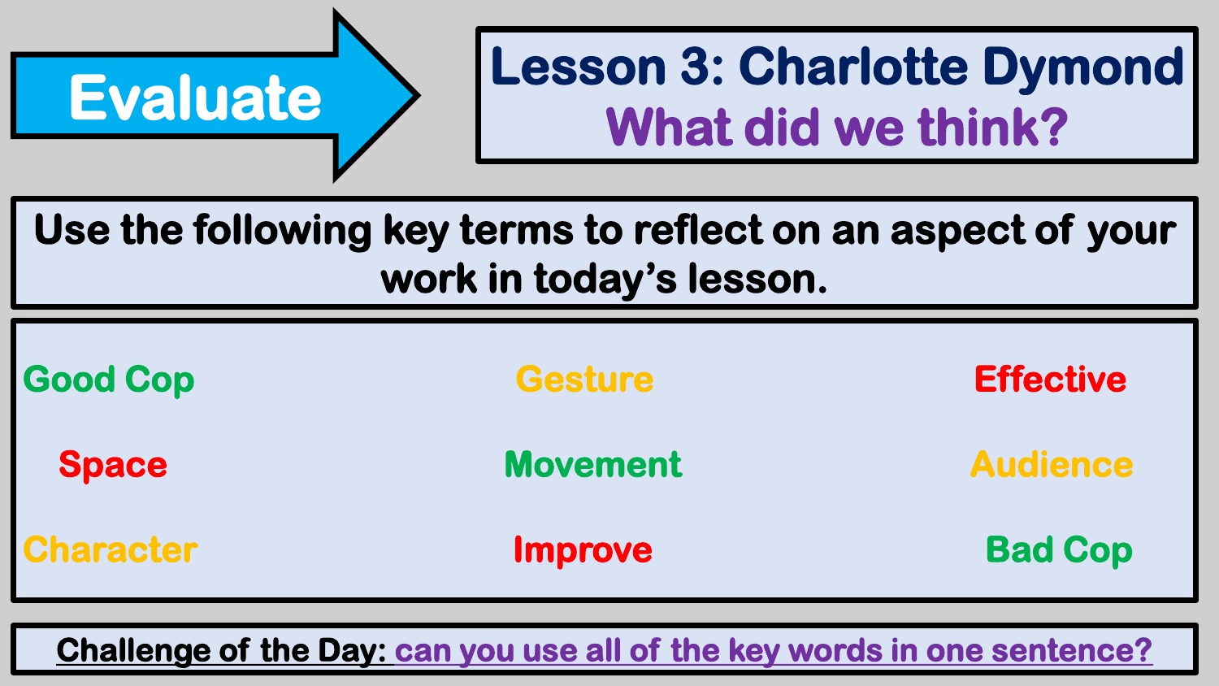# Evaluate

## Lesson 3: Charlotte Dymond

## What did we think?

**Use the following key terms to reflect on an aspect of your work in today's lesson.**

| | | |
|---|---|---|
| Good Cop | Gesture | Effective |
| Space | Movement | Audience |
| Character | Improve | Bad Cop |

**Challenge of the Day:** can you use all of the key words in one sentence?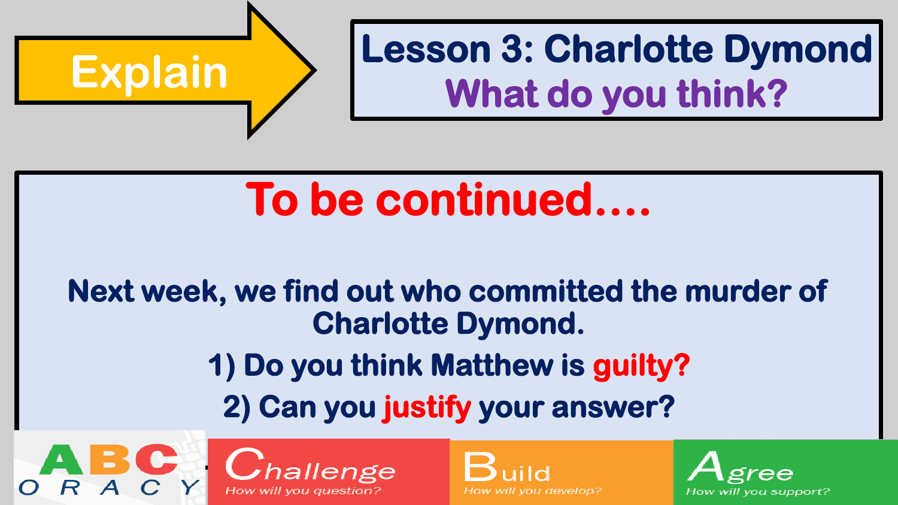Explain

# Lesson 3: Charlotte Dymond

## What do you think?

## To be continued....

**Next week, we find out who committed the murder of Charlotte Dymond.**

**1) Do you think Matthew is guilty?**

**2) Can you justify your answer?**

ABC ORACY

Challenge — How will you question?

Build — How will you develop?

Agree — How will you support?